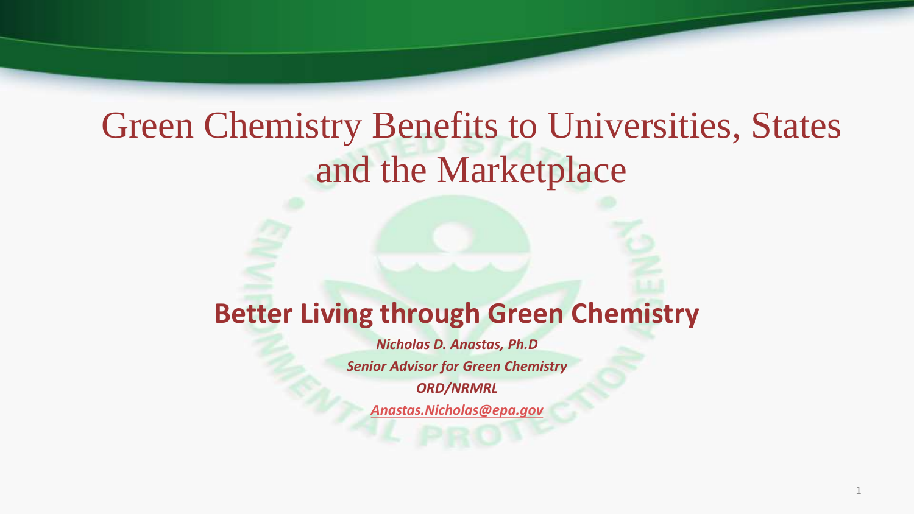# Green Chemistry Benefits to Universities, States and the Marketplace

## Better Living through Green Chemistry

***Nicholas D. Anastas, Ph.D***

***Senior Advisor for Green Chemistry***

***ORD/NRMRL***

***Anastas.Nicholas@epa.gov***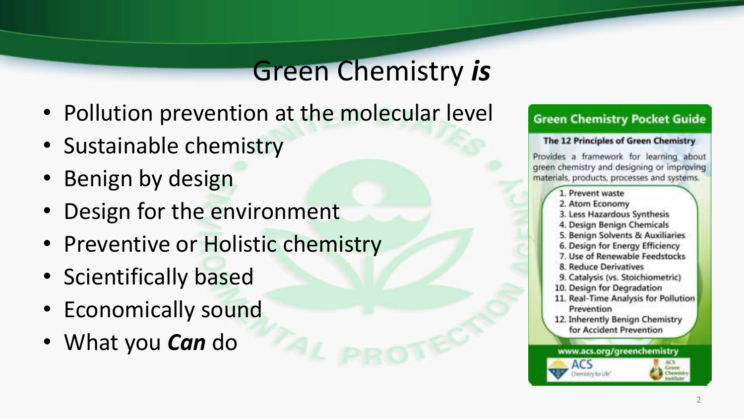# Green Chemistry *is*

- Pollution prevention at the molecular level
- Sustainable chemistry
- Benign by design
- Design for the environment
- Preventive or Holistic chemistry
- Scientifically based
- Economically sound
- What you ***Can*** do

**Green Chemistry Pocket Guide**

**The 12 Principles of Green Chemistry**

Provides a framework for learning about green chemistry and designing or improving materials, products, processes and systems.

1. Prevent waste
2. Atom Economy
3. Less Hazardous Synthesis
4. Design Benign Chemicals
5. Benign Solvents & Auxiliaries
6. Design for Energy Efficiency
7. Use of Renewable Feedstocks
8. Reduce Derivatives
9. Catalysis (vs. Stoichiometric)
10. Design for Degradation
11. Real-Time Analysis for Pollution Prevention
12. Inherently Benign Chemistry for Accident Prevention

www.acs.org/greenchemistry

ACS Chemistry for Life

ACS Green Chemistry Institute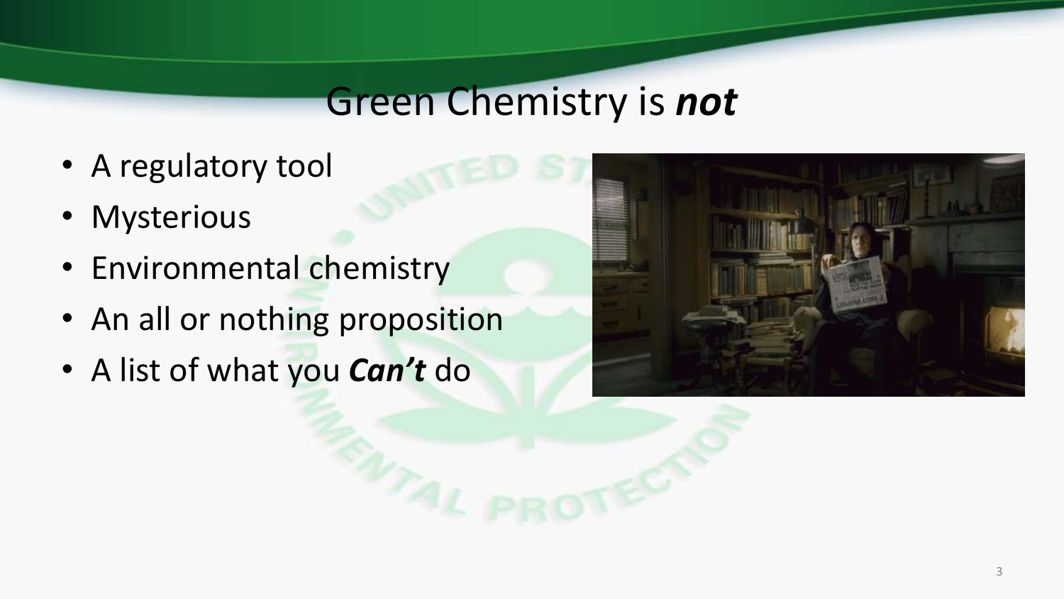# Green Chemistry is ***not***

- A regulatory tool
- Mysterious
- Environmental chemistry
- An all or nothing proposition
- A list of what you ***Can't*** do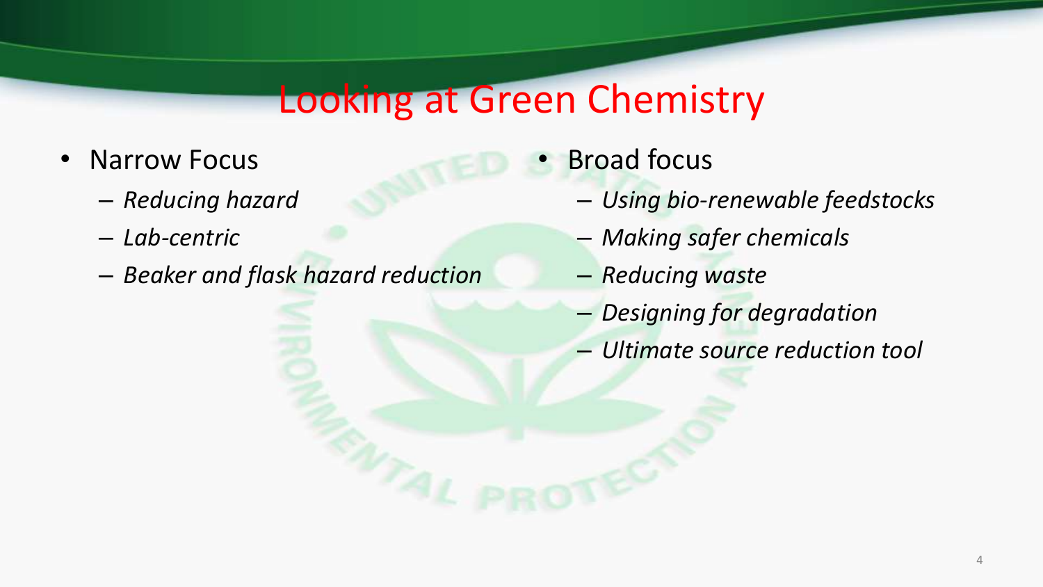# Looking at Green Chemistry

- Narrow Focus
  - *Reducing hazard*
  - *Lab-centric*
  - *Beaker and flask hazard reduction*
- Broad focus
  - *Using bio-renewable feedstocks*
  - *Making safer chemicals*
  - *Reducing waste*
  - *Designing for degradation*
  - *Ultimate source reduction tool*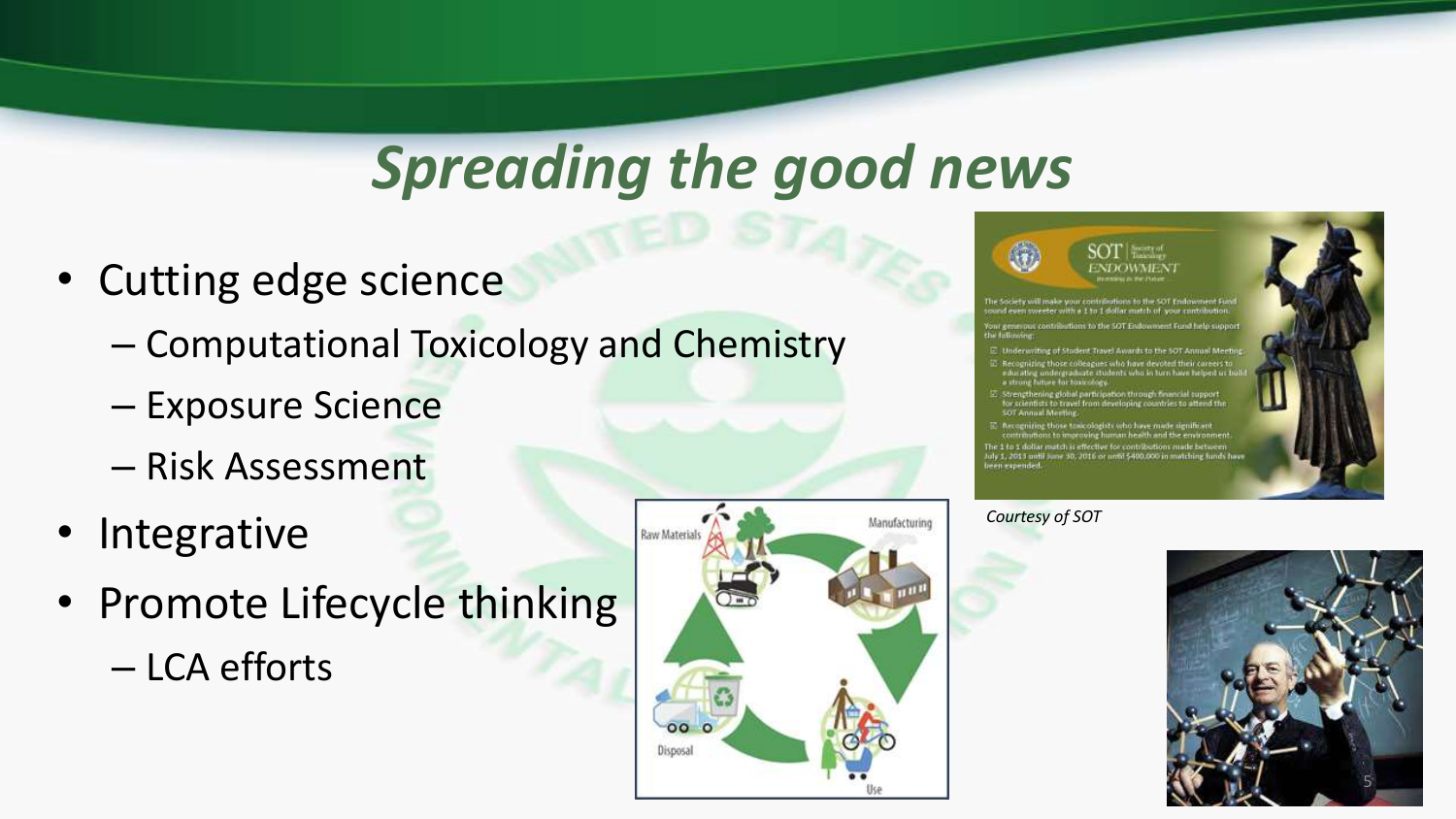# Spreading the good news

- Cutting edge science
  - Computational Toxicology and Chemistry
  - Exposure Science
  - Risk Assessment
- Integrative
- Promote Lifecycle thinking
  - LCA efforts

*Courtesy of SOT*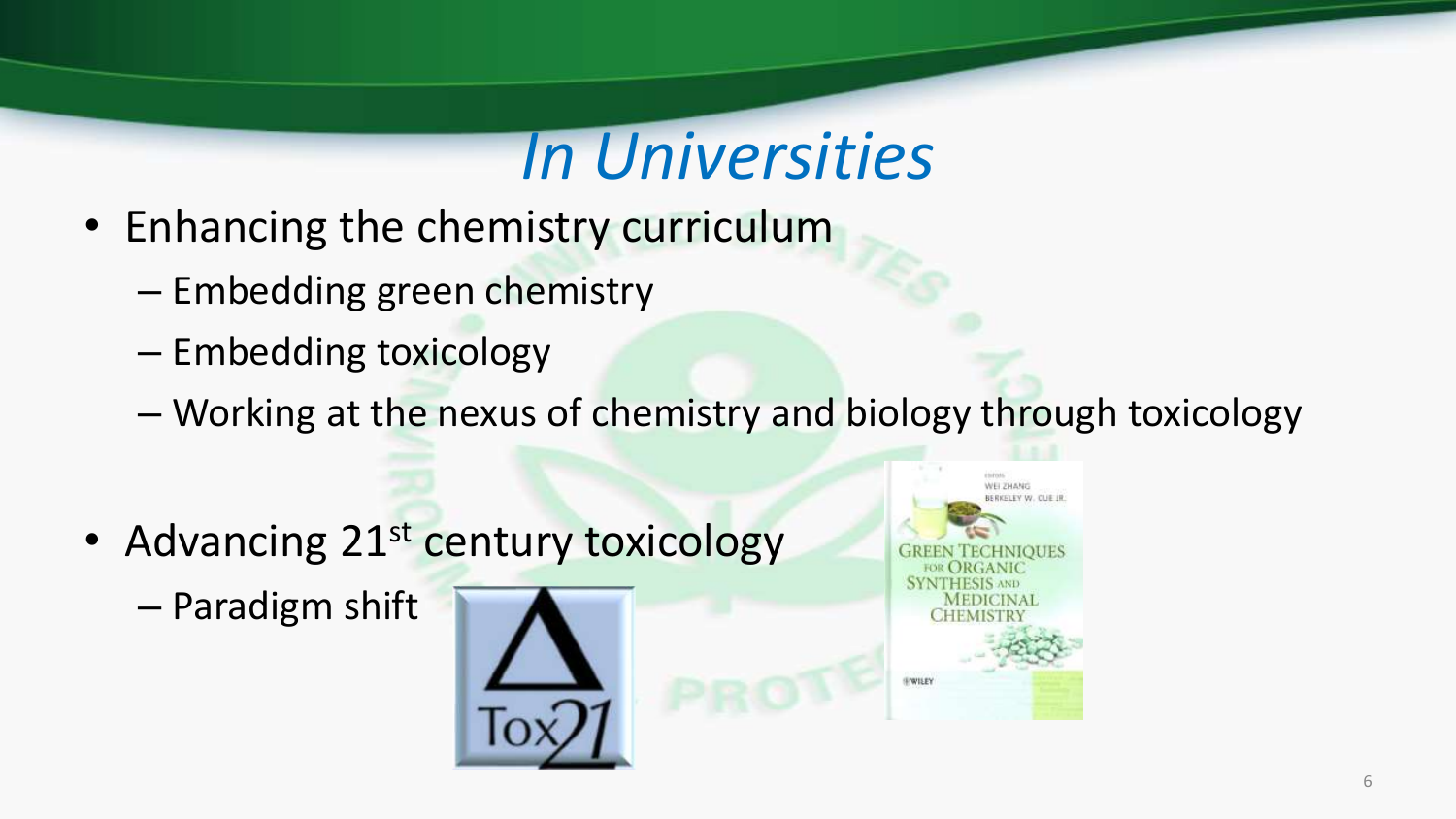# *In Universities*

- Enhancing the chemistry curriculum
  - Embedding green chemistry
  - Embedding toxicology
  - Working at the nexus of chemistry and biology through toxicology

- Advancing 21st century toxicology
  - Paradigm shift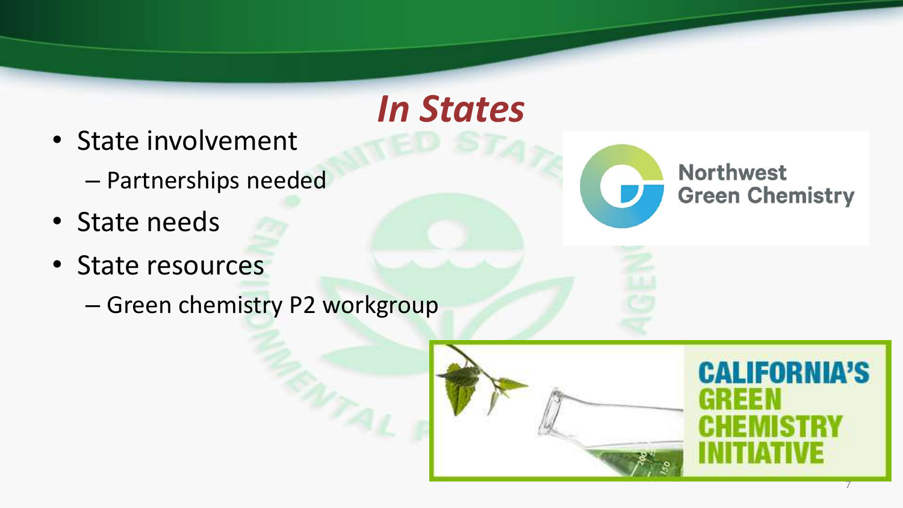# *In States*

- State involvement
  - Partnerships needed
- State needs
- State resources
  - Green chemistry P2 workgroup

Northwest Green Chemistry

CALIFORNIA'S GREEN CHEMISTRY INITIATIVE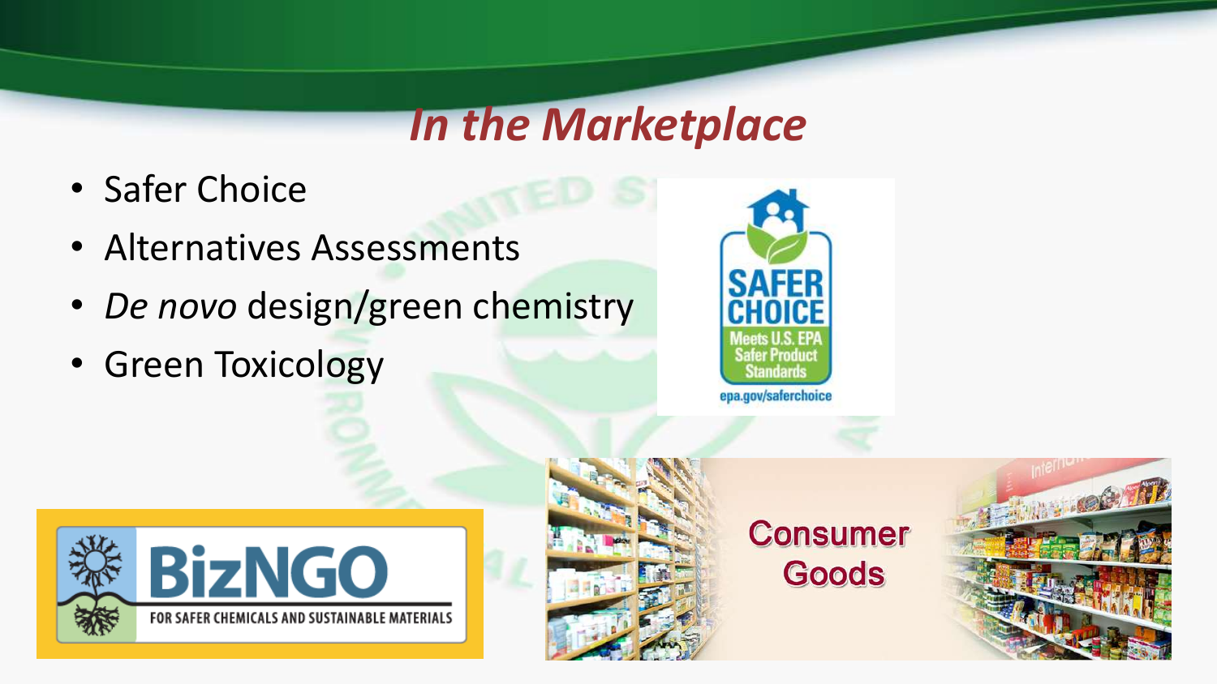# *In the Marketplace*

- Safer Choice
- Alternatives Assessments
- *De novo* design/green chemistry
- Green Toxicology

SAFER CHOICE
Meets U.S. EPA Safer Product Standards
epa.gov/saferchoice

BizNGO
FOR SAFER CHEMICALS AND SUSTAINABLE MATERIALS

Consumer Goods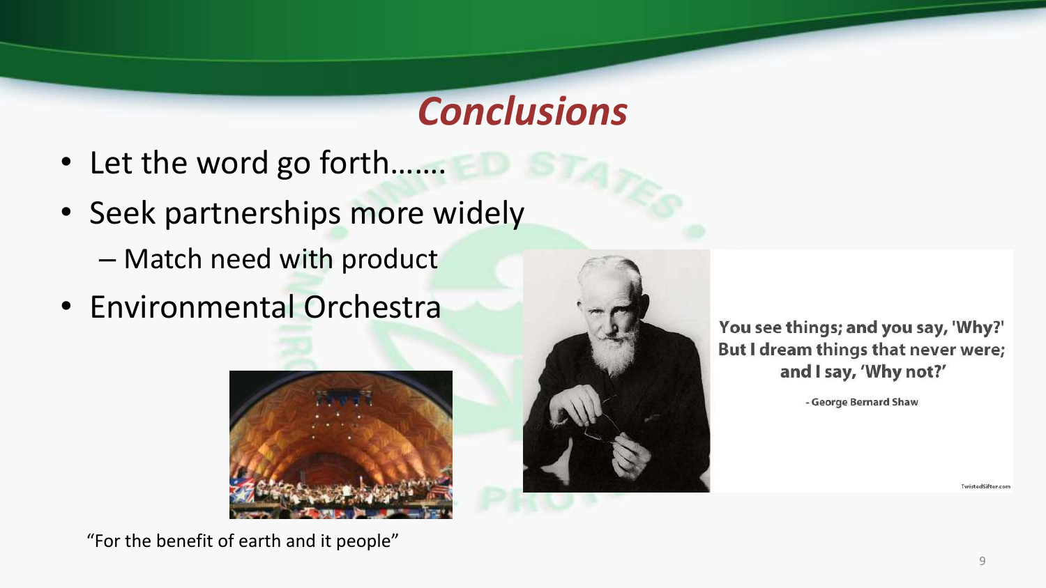# *Conclusions*

- Let the word go forth…….
- Seek partnerships more widely
  - Match need with product
- Environmental Orchestra

You see things; and you say, 'Why?' But I dream things that never were; and I say, 'Why not?'

- George Bernard Shaw

"For the benefit of earth and it people"